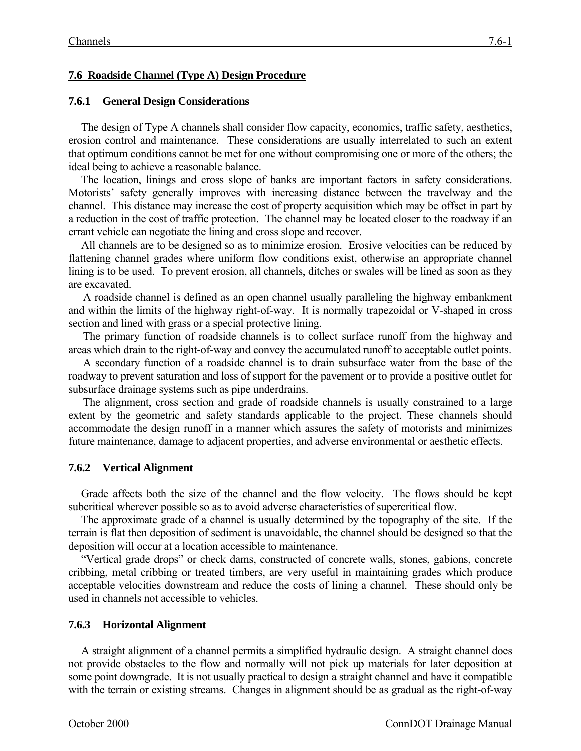## 7.6 Roadside Channel (Type A) Design Procedure

### 7.6.1 General Design Considerations

The design of Type A channels shall consider flow capacity, economics, traffic safety, aesthetics, erosion control and maintenance. These considerations are usually interrelated to such an extent that optimum conditions cannot be met for one without compromising one or more of the others; the ideal being to achieve a reasonable balance.

The location, linings and cross slope of banks are important factors in safety considerations. Motorists' safety generally improves with increasing distance between the travelway and the channel. This distance may increase the cost of property acquisition which may be offset in part by a reduction in the cost of traffic protection. The channel may be located closer to the roadway if an errant vehicle can negotiate the lining and cross slope and recover.

All channels are to be designed so as to minimize erosion. Erosive velocities can be reduced by flattening channel grades where uniform flow conditions exist, otherwise an appropriate channel lining is to be used. To prevent erosion, all channels, ditches or swales will be lined as soon as they are excavated.

A roadside channel is defined as an open channel usually paralleling the highway embankment and within the limits of the highway right-of-way. It is normally trapezoidal or V-shaped in cross section and lined with grass or a special protective lining.

The primary function of roadside channels is to collect surface runoff from the highway and areas which drain to the right-of-way and convey the accumulated runoff to acceptable outlet points.

A secondary function of a roadside channel is to drain subsurface water from the base of the roadway to prevent saturation and loss of support for the pavement or to provide a positive outlet for subsurface drainage systems such as pipe underdrains.

The alignment, cross section and grade of roadside channels is usually constrained to a large extent by the geometric and safety standards applicable to the project. These channels should accommodate the design runoff in a manner which assures the safety of motorists and minimizes future maintenance, damage to adjacent properties, and adverse environmental or aesthetic effects.

### 7.6.2 Vertical Alignment

Grade affects both the size of the channel and the flow velocity. The flows should be kept subcritical wherever possible so as to avoid adverse characteristics of supercritical flow.

The approximate grade of a channel is usually determined by the topography of the site. If the terrain is flat then deposition of sediment is unavoidable, the channel should be designed so that the deposition will occur at a location accessible to maintenance.

"Vertical grade drops" or check dams, constructed of concrete walls, stones, gabions, concrete cribbing, metal cribbing or treated timbers, are very useful in maintaining grades which produce acceptable velocities downstream and reduce the costs of lining a channel. These should only be used in channels not accessible to vehicles.

### 7.6.3 Horizontal Alignment

A straight alignment of a channel permits a simplified hydraulic design. A straight channel does not provide obstacles to the flow and normally will not pick up materials for later deposition at some point downgrade. It is not usually practical to design a straight channel and have it compatible with the terrain or existing streams. Changes in alignment should be as gradual as the right-of-way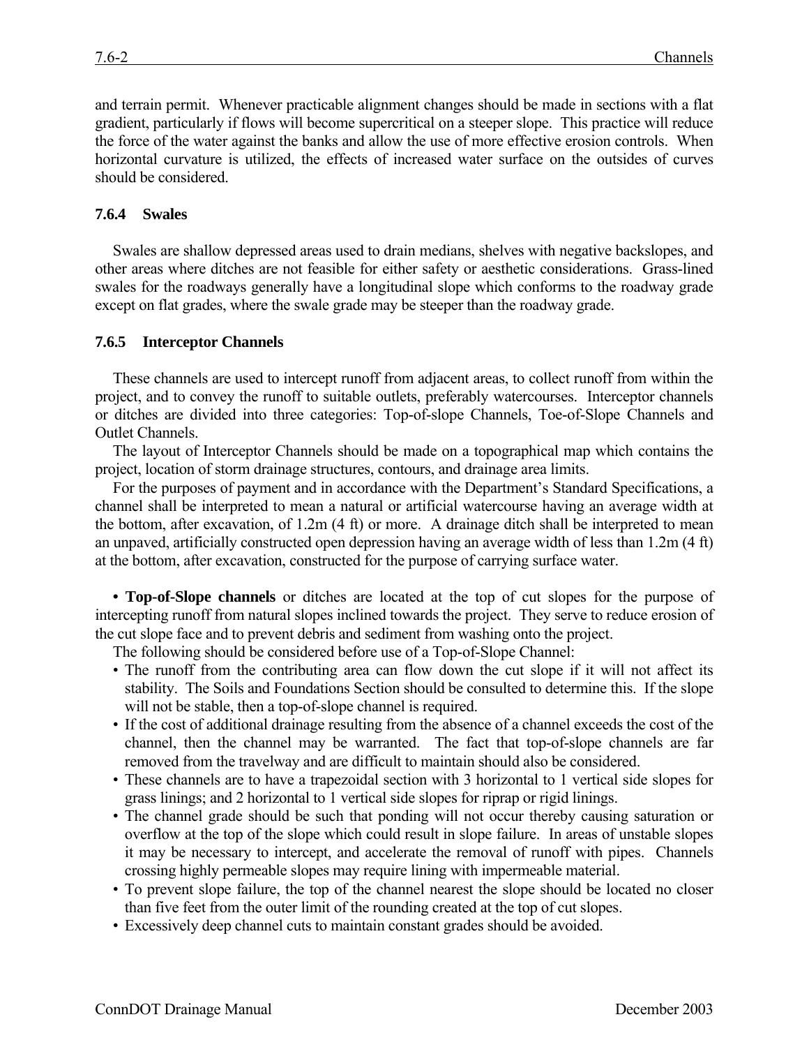and terrain permit. Whenever practicable alignment changes should be made in sections with a flat gradient, particularly if flows will become supercritical on a steeper slope. This practice will reduce the force of the water against the banks and allow the use of more effective erosion controls. When horizontal curvature is utilized, the effects of increased water surface on the outsides of curves should be considered.

### 7.6.4 Swales

Swales are shallow depressed areas used to drain medians, shelves with negative backslopes, and other areas where ditches are not feasible for either safety or aesthetic considerations. Grass-lined swales for the roadways generally have a longitudinal slope which conforms to the roadway grade except on flat grades, where the swale grade may be steeper than the roadway grade.

### 7.6.5 Interceptor Channels

These channels are used to intercept runoff from adjacent areas, to collect runoff from within the project, and to convey the runoff to suitable outlets, preferably watercourses. Interceptor channels or ditches are divided into three categories: Top-of-slope Channels, Toe-of-Slope Channels and Outlet Channels.

The layout of Interceptor Channels should be made on a topographical map which contains the project, location of storm drainage structures, contours, and drainage area limits.

For the purposes of payment and in accordance with the Department's Standard Specifications, a channel shall be interpreted to mean a natural or artificial watercourse having an average width at the bottom, after excavation, of 1.2m (4 ft) or more. A drainage ditch shall be interpreted to mean an unpaved, artificially constructed open depression having an average width of less than 1.2m (4 ft) at the bottom, after excavation, constructed for the purpose of carrying surface water.

• **Top-of-Slope channels** or ditches are located at the top of cut slopes for the purpose of intercepting runoff from natural slopes inclined towards the project. They serve to reduce erosion of the cut slope face and to prevent debris and sediment from washing onto the project.

The following should be considered before use of a Top-of-Slope Channel:

- The runoff from the contributing area can flow down the cut slope if it will not affect its stability. The Soils and Foundations Section should be consulted to determine this. If the slope will not be stable, then a top-of-slope channel is required.
- If the cost of additional drainage resulting from the absence of a channel exceeds the cost of the channel, then the channel may be warranted. The fact that top-of-slope channels are far removed from the travelway and are difficult to maintain should also be considered.
- These channels are to have a trapezoidal section with 3 horizontal to 1 vertical side slopes for grass linings; and 2 horizontal to 1 vertical side slopes for riprap or rigid linings.
- The channel grade should be such that ponding will not occur thereby causing saturation or overflow at the top of the slope which could result in slope failure. In areas of unstable slopes it may be necessary to intercept, and accelerate the removal of runoff with pipes. Channels crossing highly permeable slopes may require lining with impermeable material.
- To prevent slope failure, the top of the channel nearest the slope should be located no closer than five feet from the outer limit of the rounding created at the top of cut slopes.
- Excessively deep channel cuts to maintain constant grades should be avoided.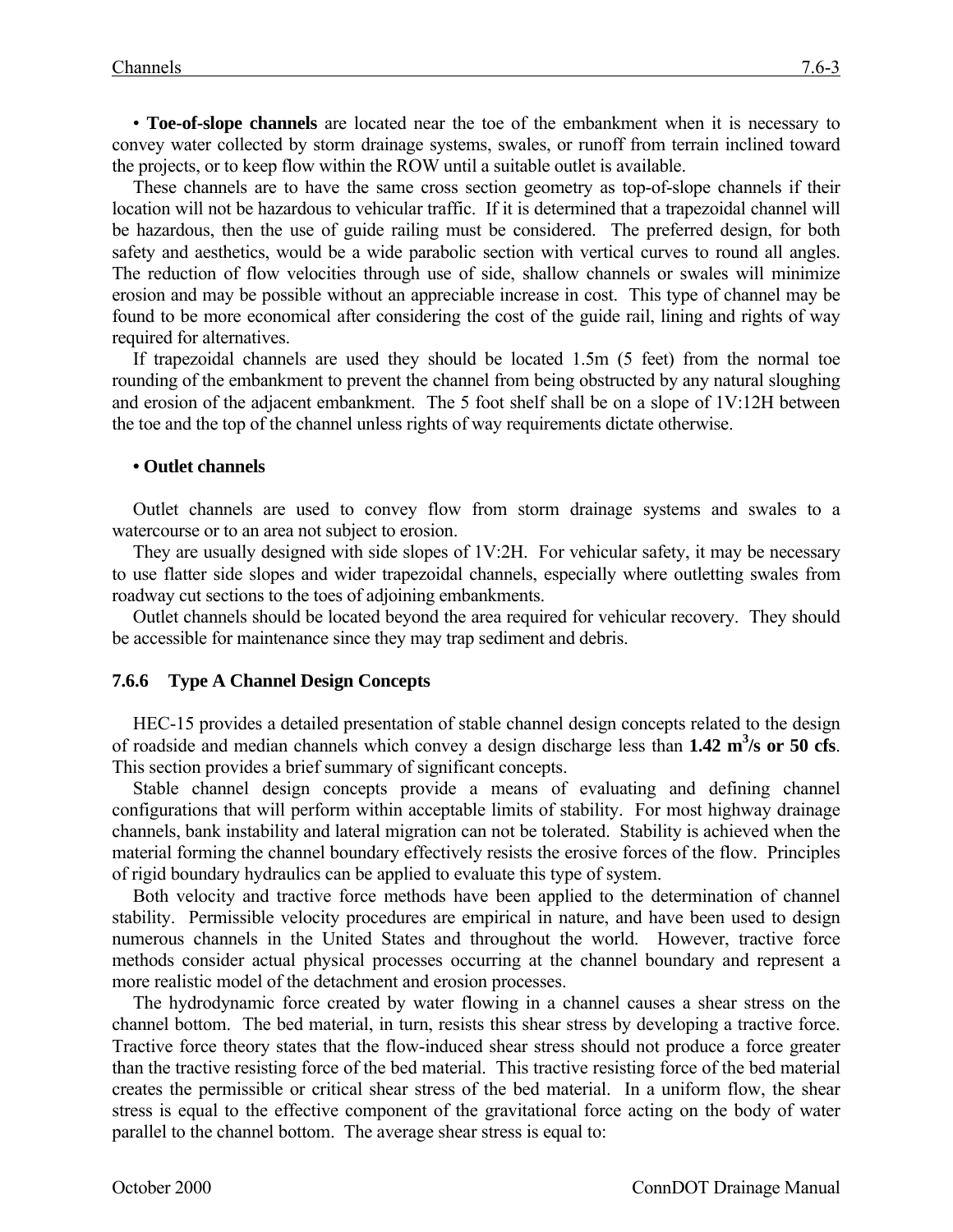• **Toe-of-slope channels** are located near the toe of the embankment when it is necessary to convey water collected by storm drainage systems, swales, or runoff from terrain inclined toward the projects, or to keep flow within the ROW until a suitable outlet is available.

These channels are to have the same cross section geometry as top-of-slope channels if their location will not be hazardous to vehicular traffic. If it is determined that a trapezoidal channel will be hazardous, then the use of guide railing must be considered. The preferred design, for both safety and aesthetics, would be a wide parabolic section with vertical curves to round all angles. The reduction of flow velocities through use of side, shallow channels or swales will minimize erosion and may be possible without an appreciable increase in cost. This type of channel may be found to be more economical after considering the cost of the guide rail, lining and rights of way required for alternatives.

If trapezoidal channels are used they should be located 1.5m (5 feet) from the normal toe rounding of the embankment to prevent the channel from being obstructed by any natural sloughing and erosion of the adjacent embankment. The 5 foot shelf shall be on a slope of 1V:12H between the toe and the top of the channel unless rights of way requirements dictate otherwise.

**• Outlet channels**

Outlet channels are used to convey flow from storm drainage systems and swales to a watercourse or to an area not subject to erosion.

They are usually designed with side slopes of 1V:2H. For vehicular safety, it may be necessary to use flatter side slopes and wider trapezoidal channels, especially where outletting swales from roadway cut sections to the toes of adjoining embankments.

Outlet channels should be located beyond the area required for vehicular recovery. They should be accessible for maintenance since they may trap sediment and debris.

### 7.6.6 Type A Channel Design Concepts

HEC-15 provides a detailed presentation of stable channel design concepts related to the design of roadside and median channels which convey a design discharge less than **1.42 $m^3$/s or 50 cfs**. This section provides a brief summary of significant concepts.

Stable channel design concepts provide a means of evaluating and defining channel configurations that will perform within acceptable limits of stability. For most highway drainage channels, bank instability and lateral migration can not be tolerated. Stability is achieved when the material forming the channel boundary effectively resists the erosive forces of the flow. Principles of rigid boundary hydraulics can be applied to evaluate this type of system.

Both velocity and tractive force methods have been applied to the determination of channel stability. Permissible velocity procedures are empirical in nature, and have been used to design numerous channels in the United States and throughout the world. However, tractive force methods consider actual physical processes occurring at the channel boundary and represent a more realistic model of the detachment and erosion processes.

The hydrodynamic force created by water flowing in a channel causes a shear stress on the channel bottom. The bed material, in turn, resists this shear stress by developing a tractive force. Tractive force theory states that the flow-induced shear stress should not produce a force greater than the tractive resisting force of the bed material. This tractive resisting force of the bed material creates the permissible or critical shear stress of the bed material. In a uniform flow, the shear stress is equal to the effective component of the gravitational force acting on the body of water parallel to the channel bottom. The average shear stress is equal to: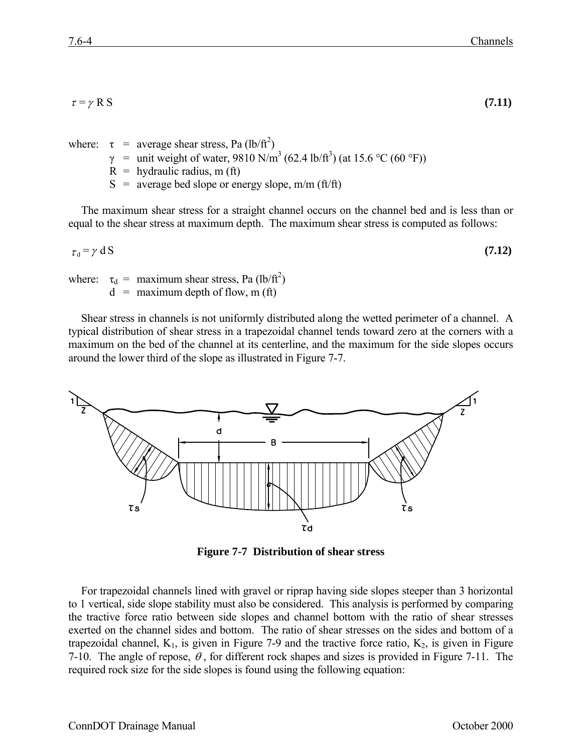$$\tau = \gamma \, R \, S \tag{7.11}$$

where: $\tau$ = average shear stress, Pa (lb/ft$^2$)
$\gamma$ = unit weight of water, 9810 N/m$^3$ (62.4 lb/ft$^3$) (at 15.6 °C (60 °F))
R = hydraulic radius, m (ft)
S = average bed slope or energy slope, m/m (ft/ft)

The maximum shear stress for a straight channel occurs on the channel bed and is less than or equal to the shear stress at maximum depth. The maximum shear stress is computed as follows:

$$\tau_d = \gamma \, d \, S \tag{7.12}$$

where: $\tau_d$ = maximum shear stress, Pa (lb/ft$^2$)
d = maximum depth of flow, m (ft)

Shear stress in channels is not uniformly distributed along the wetted perimeter of a channel. A typical distribution of shear stress in a trapezoidal channel tends toward zero at the corners with a maximum on the bed of the channel at its centerline, and the maximum for the side slopes occurs around the lower third of the slope as illustrated in Figure 7-7.

**Figure 7-7 Distribution of shear stress**

For trapezoidal channels lined with gravel or riprap having side slopes steeper than 3 horizontal to 1 vertical, side slope stability must also be considered. This analysis is performed by comparing the tractive force ratio between side slopes and channel bottom with the ratio of shear stresses exerted on the channel sides and bottom. The ratio of shear stresses on the sides and bottom of a trapezoidal channel, $K_1$, is given in Figure 7-9 and the tractive force ratio, $K_2$, is given in Figure 7-10. The angle of repose, $\theta$, for different rock shapes and sizes is provided in Figure 7-11. The required rock size for the side slopes is found using the following equation: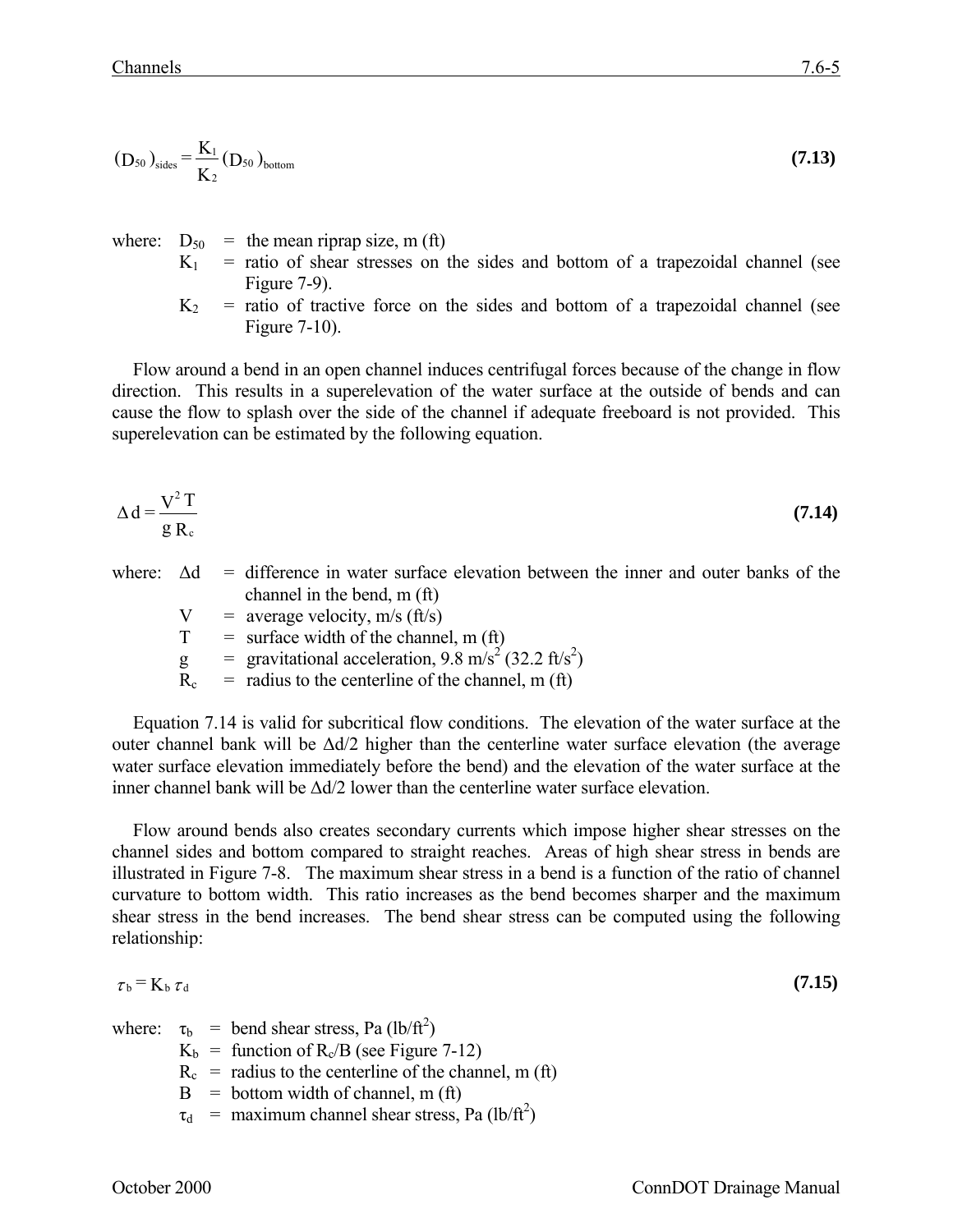$$(D_{50})_{sides} = \frac{K_1}{K_2}(D_{50})_{bottom} \quad \textbf{(7.13)}$$

where: $D_{50}$ = the mean riprap size, m (ft)

$K_1$ = ratio of shear stresses on the sides and bottom of a trapezoidal channel (see Figure 7-9).

$K_2$ = ratio of tractive force on the sides and bottom of a trapezoidal channel (see Figure 7-10).

Flow around a bend in an open channel induces centrifugal forces because of the change in flow direction. This results in a superelevation of the water surface at the outside of bends and can cause the flow to splash over the side of the channel if adequate freeboard is not provided. This superelevation can be estimated by the following equation.

$$\Delta d = \frac{V^2 T}{g R_c} \quad \textbf{(7.14)}$$

where: $\Delta d$ = difference in water surface elevation between the inner and outer banks of the channel in the bend, m (ft)

$V$ = average velocity, m/s (ft/s)

$T$ = surface width of the channel, m (ft)

$g$ = gravitational acceleration, 9.8 $m/s^2$ (32.2 $ft/s^2$)

$R_c$ = radius to the centerline of the channel, m (ft)

Equation 7.14 is valid for subcritical flow conditions. The elevation of the water surface at the outer channel bank will be $\Delta d/2$ higher than the centerline water surface elevation (the average water surface elevation immediately before the bend) and the elevation of the water surface at the inner channel bank will be $\Delta d/2$ lower than the centerline water surface elevation.

Flow around bends also creates secondary currents which impose higher shear stresses on the channel sides and bottom compared to straight reaches. Areas of high shear stress in bends are illustrated in Figure 7-8. The maximum shear stress in a bend is a function of the ratio of channel curvature to bottom width. This ratio increases as the bend becomes sharper and the maximum shear stress in the bend increases. The bend shear stress can be computed using the following relationship:

$$\tau_b = K_b \, \tau_d \quad \textbf{(7.15)}$$

where: $\tau_b$ = bend shear stress, Pa ($lb/ft^2$)

$K_b$ = function of $R_c/B$ (see Figure 7-12)

$R_c$ = radius to the centerline of the channel, m (ft)

$B$ = bottom width of channel, m (ft)

$\tau_d$ = maximum channel shear stress, Pa ($lb/ft^2$)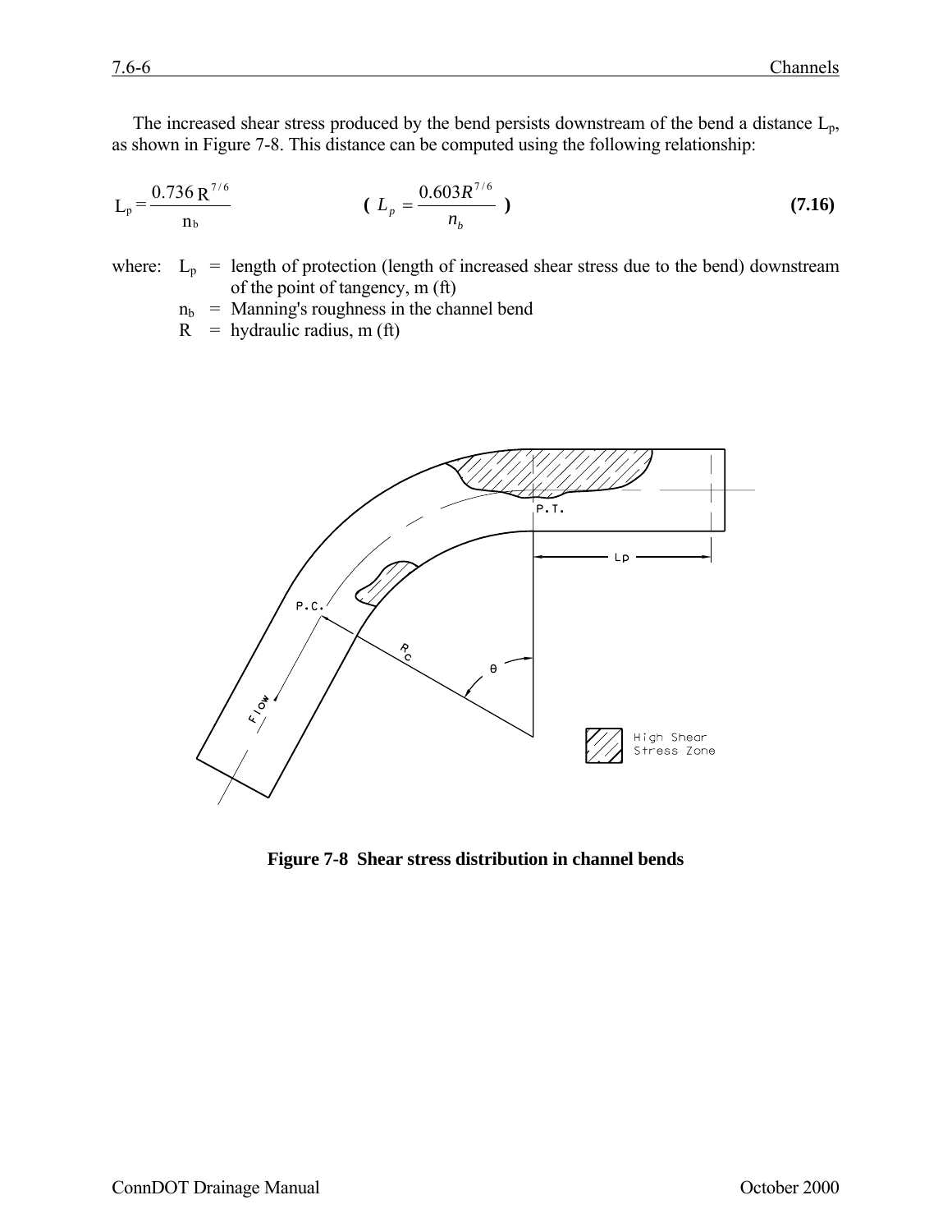The increased shear stress produced by the bend persists downstream of the bend a distance $L_p$, as shown in Figure 7-8. This distance can be computed using the following relationship:

$$L_p = \frac{0.736\,R^{7/6}}{n_b} \qquad \left( L_p = \frac{0.603 R^{7/6}}{n_b} \right) \qquad \textbf{(7.16)}$$

where:
- $L_p$ = length of protection (length of increased shear stress due to the bend) downstream of the point of tangency, m (ft)
- $n_b$ = Manning's roughness in the channel bend
- $R$ = hydraulic radius, m (ft)

**Figure 7-8 Shear stress distribution in channel bends**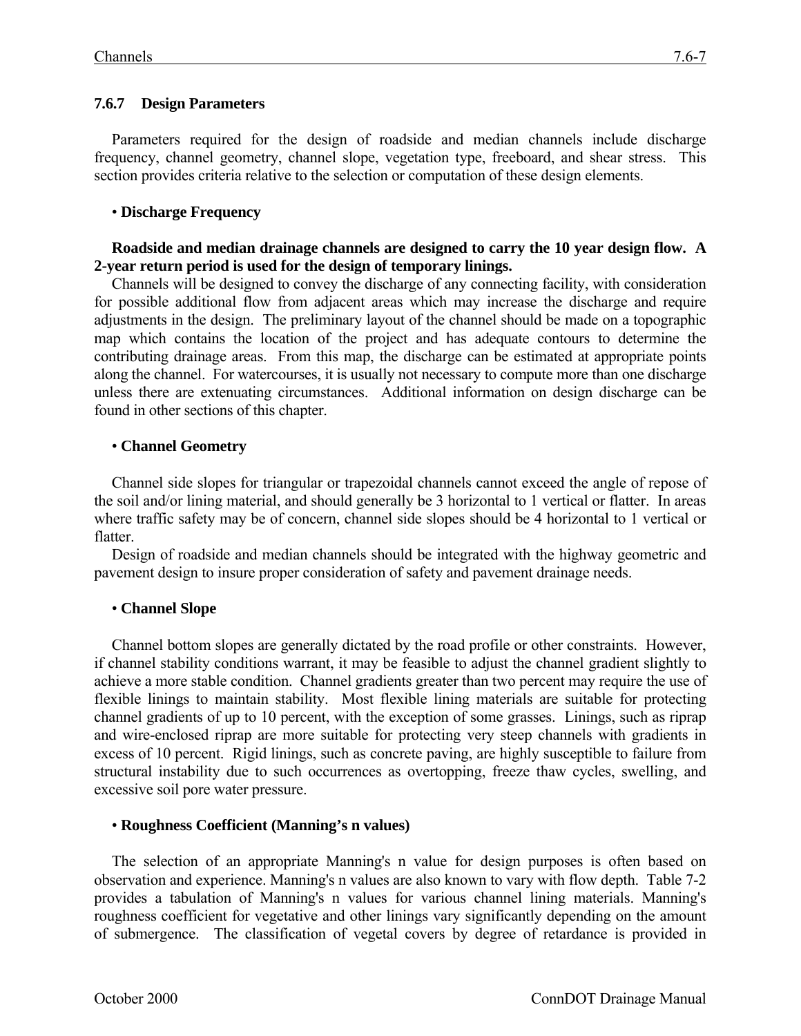### 7.6.7 Design Parameters

Parameters required for the design of roadside and median channels include discharge frequency, channel geometry, channel slope, vegetation type, freeboard, and shear stress. This section provides criteria relative to the selection or computation of these design elements.

- **Discharge Frequency**

**Roadside and median drainage channels are designed to carry the 10 year design flow. A 2-year return period is used for the design of temporary linings.**

Channels will be designed to convey the discharge of any connecting facility, with consideration for possible additional flow from adjacent areas which may increase the discharge and require adjustments in the design. The preliminary layout of the channel should be made on a topographic map which contains the location of the project and has adequate contours to determine the contributing drainage areas. From this map, the discharge can be estimated at appropriate points along the channel. For watercourses, it is usually not necessary to compute more than one discharge unless there are extenuating circumstances. Additional information on design discharge can be found in other sections of this chapter.

- **Channel Geometry**

Channel side slopes for triangular or trapezoidal channels cannot exceed the angle of repose of the soil and/or lining material, and should generally be 3 horizontal to 1 vertical or flatter. In areas where traffic safety may be of concern, channel side slopes should be 4 horizontal to 1 vertical or flatter.

Design of roadside and median channels should be integrated with the highway geometric and pavement design to insure proper consideration of safety and pavement drainage needs.

- **Channel Slope**

Channel bottom slopes are generally dictated by the road profile or other constraints. However, if channel stability conditions warrant, it may be feasible to adjust the channel gradient slightly to achieve a more stable condition. Channel gradients greater than two percent may require the use of flexible linings to maintain stability. Most flexible lining materials are suitable for protecting channel gradients of up to 10 percent, with the exception of some grasses. Linings, such as riprap and wire-enclosed riprap are more suitable for protecting very steep channels with gradients in excess of 10 percent. Rigid linings, such as concrete paving, are highly susceptible to failure from structural instability due to such occurrences as overtopping, freeze thaw cycles, swelling, and excessive soil pore water pressure.

- **Roughness Coefficient (Manning's n values)**

The selection of an appropriate Manning's n value for design purposes is often based on observation and experience. Manning's n values are also known to vary with flow depth. Table 7-2 provides a tabulation of Manning's n values for various channel lining materials. Manning's roughness coefficient for vegetative and other linings vary significantly depending on the amount of submergence. The classification of vegetal covers by degree of retardance is provided in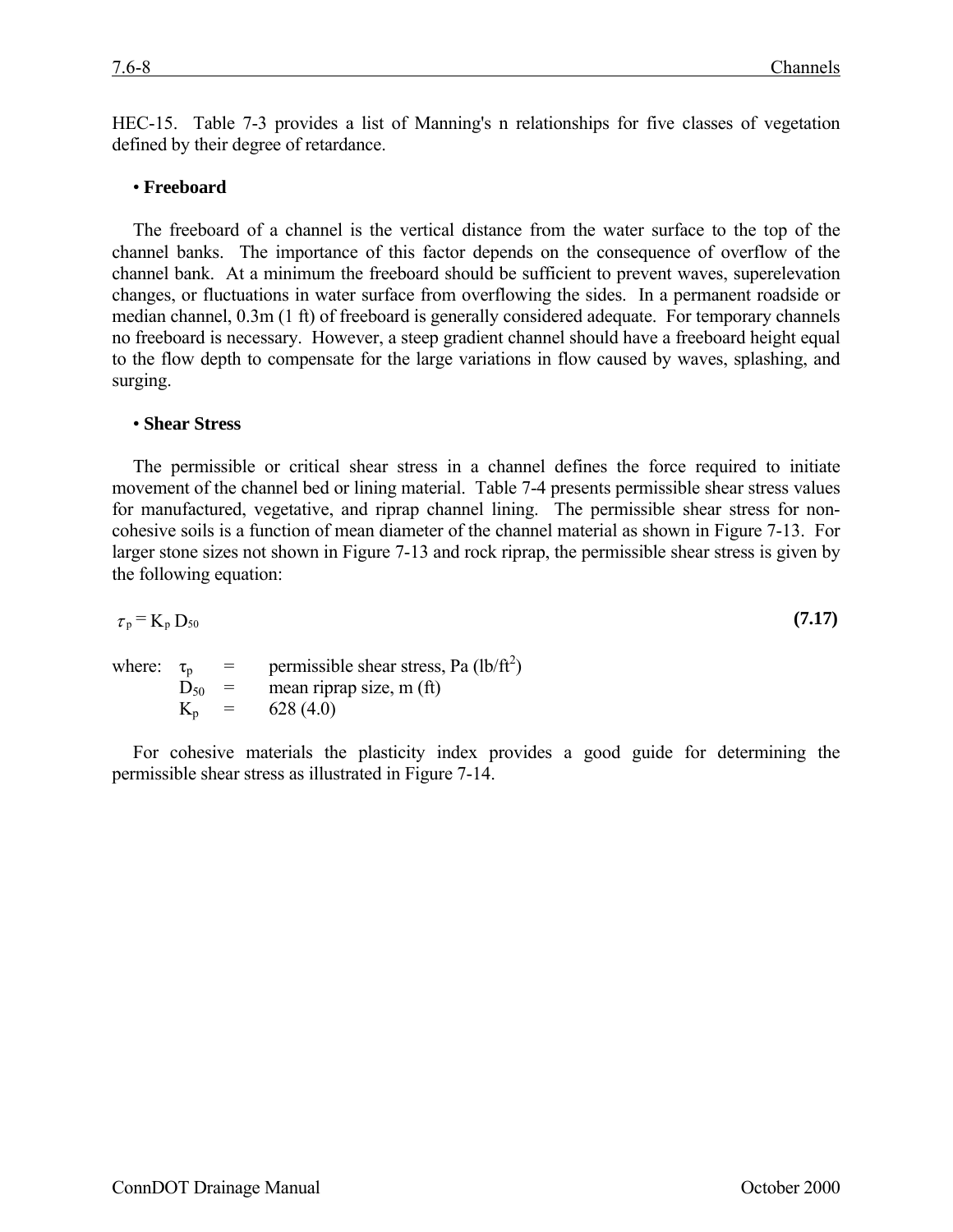HEC-15. Table 7-3 provides a list of Manning's n relationships for five classes of vegetation defined by their degree of retardance.

• **Freeboard**

The freeboard of a channel is the vertical distance from the water surface to the top of the channel banks. The importance of this factor depends on the consequence of overflow of the channel bank. At a minimum the freeboard should be sufficient to prevent waves, superelevation changes, or fluctuations in water surface from overflowing the sides. In a permanent roadside or median channel, 0.3m (1 ft) of freeboard is generally considered adequate. For temporary channels no freeboard is necessary. However, a steep gradient channel should have a freeboard height equal to the flow depth to compensate for the large variations in flow caused by waves, splashing, and surging.

• **Shear Stress**

The permissible or critical shear stress in a channel defines the force required to initiate movement of the channel bed or lining material. Table 7-4 presents permissible shear stress values for manufactured, vegetative, and riprap channel lining. The permissible shear stress for non-cohesive soils is a function of mean diameter of the channel material as shown in Figure 7-13. For larger stone sizes not shown in Figure 7-13 and rock riprap, the permissible shear stress is given by the following equation:

$$\tau_p = K_p D_{50} \tag{7.17}$$

where:
- $\tau_p$ = permissible shear stress, Pa (lb/ft$^2$)
- $D_{50}$ = mean riprap size, m (ft)
- $K_p$ = 628 (4.0)

For cohesive materials the plasticity index provides a good guide for determining the permissible shear stress as illustrated in Figure 7-14.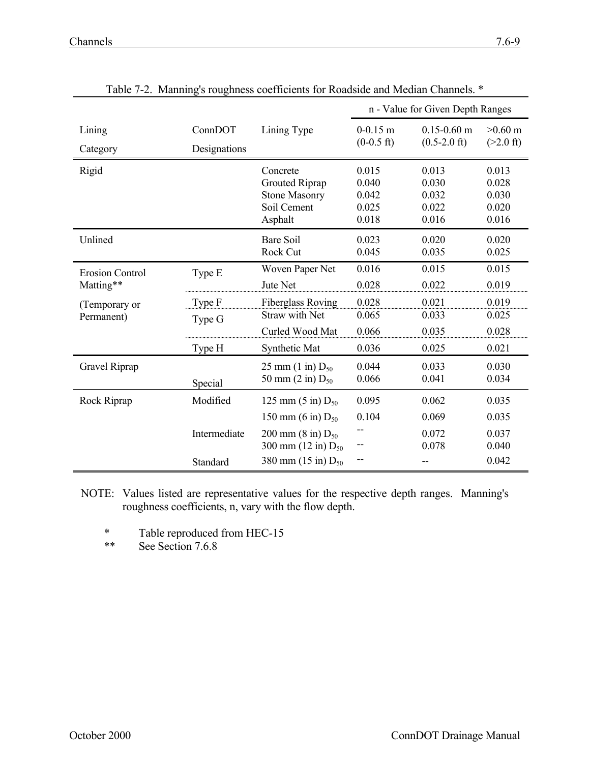Table 7-2. Manning's roughness coefficients for Roadside and Median Channels. *

| Lining Category | ConnDOT Designations | Lining Type | n - Value for Given Depth Ranges 0-0.15 m (0-0.5 ft) | 0.15-0.60 m (0.5-2.0 ft) | >0.60 m (>2.0 ft) |
|---|---|---|---|---|---|
| Rigid | | Concrete | 0.015 | 0.013 | 0.013 |
| | | Grouted Riprap | 0.040 | 0.030 | 0.028 |
| | | Stone Masonry | 0.042 | 0.032 | 0.030 |
| | | Soil Cement | 0.025 | 0.022 | 0.020 |
| | | Asphalt | 0.018 | 0.016 | 0.016 |
| Unlined | | Bare Soil | 0.023 | 0.020 | 0.020 |
| | | Rock Cut | 0.045 | 0.035 | 0.025 |
| Erosion Control Matting** (Temporary or Permanent) | Type E | Woven Paper Net | 0.016 | 0.015 | 0.015 |
| | | Jute Net | 0.028 | 0.022 | 0.019 |
| | Type F | Fiberglass Roving | 0.028 | 0.021 | 0.019 |
| | Type G | Straw with Net | 0.065 | 0.033 | 0.025 |
| | | Curled Wood Mat | 0.066 | 0.035 | 0.028 |
| | Type H | Synthetic Mat | 0.036 | 0.025 | 0.021 |
| Gravel Riprap | | 25 mm (1 in) $D_{50}$ | 0.044 | 0.033 | 0.030 |
| | Special | 50 mm (2 in) $D_{50}$ | 0.066 | 0.041 | 0.034 |
| Rock Riprap | Modified | 125 mm (5 in) $D_{50}$ | 0.095 | 0.062 | 0.035 |
| | | 150 mm (6 in) $D_{50}$ | 0.104 | 0.069 | 0.035 |
| | Intermediate | 200 mm (8 in) $D_{50}$ | -- | 0.072 | 0.037 |
| | | 300 mm (12 in) $D_{50}$ | -- | 0.078 | 0.040 |
| | Standard | 380 mm (15 in) $D_{50}$ | -- | -- | 0.042 |

NOTE: Values listed are representative values for the respective depth ranges. Manning's roughness coefficients, n, vary with the flow depth.

\* Table reproduced from HEC-15

** See Section 7.6.8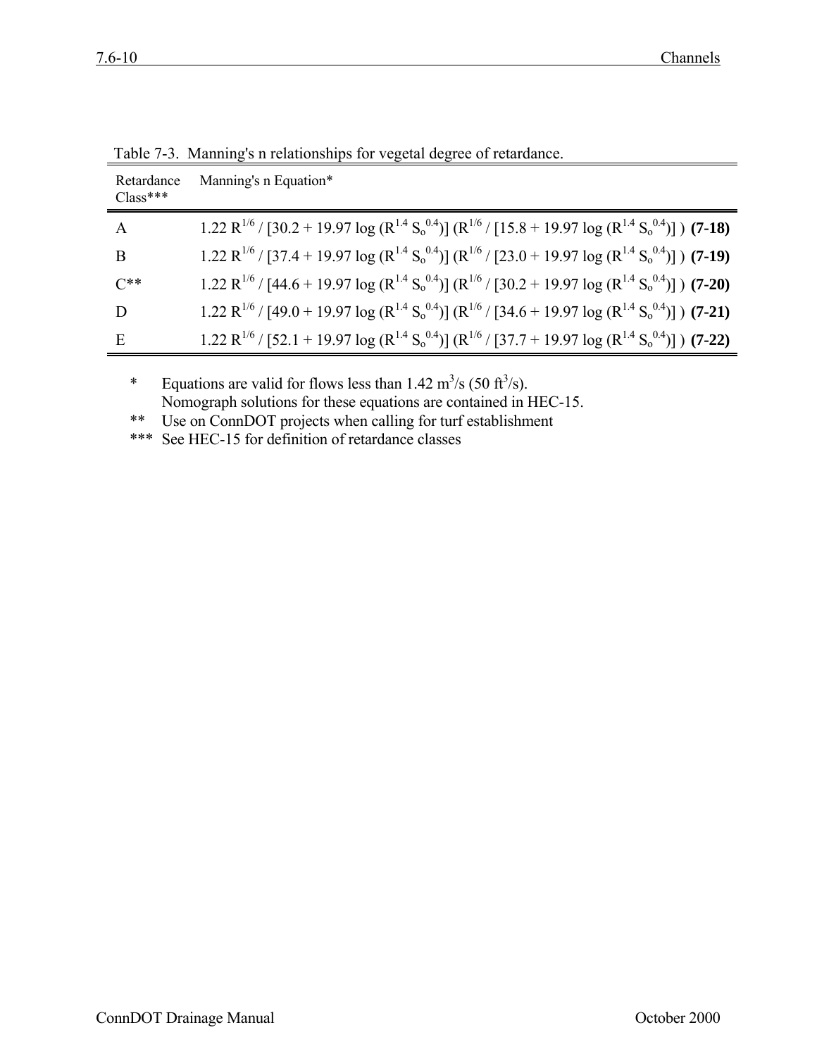Table 7-3. Manning's n relationships for vegetal degree of retardance.

| Retardance Class*** | Manning's n Equation* |
|---|---|
| A | $1.22\ R^{1/6} / [30.2 + 19.97 \log (R^{1.4}\ S_o^{0.4})]\ (R^{1/6} / [15.8 + 19.97 \log (R^{1.4}\ S_o^{0.4})]\ )$ **(7-18)** |
| B | $1.22\ R^{1/6} / [37.4 + 19.97 \log (R^{1.4}\ S_o^{0.4})]\ (R^{1/6} / [23.0 + 19.97 \log (R^{1.4}\ S_o^{0.4})]\ )$ **(7-19)** |
| C** | $1.22\ R^{1/6} / [44.6 + 19.97 \log (R^{1.4}\ S_o^{0.4})]\ (R^{1/6} / [30.2 + 19.97 \log (R^{1.4}\ S_o^{0.4})]\ )$ **(7-20)** |
| D | $1.22\ R^{1/6} / [49.0 + 19.97 \log (R^{1.4}\ S_o^{0.4})]\ (R^{1/6} / [34.6 + 19.97 \log (R^{1.4}\ S_o^{0.4})]\ )$ **(7-21)** |
| E | $1.22\ R^{1/6} / [52.1 + 19.97 \log (R^{1.4}\ S_o^{0.4})]\ (R^{1/6} / [37.7 + 19.97 \log (R^{1.4}\ S_o^{0.4})]\ )$ **(7-22)** |

\* Equations are valid for flows less than 1.42 $m^3/s$ (50 $ft^3/s$).
Nomograph solutions for these equations are contained in HEC-15.

\** Use on ConnDOT projects when calling for turf establishment

\*** See HEC-15 for definition of retardance classes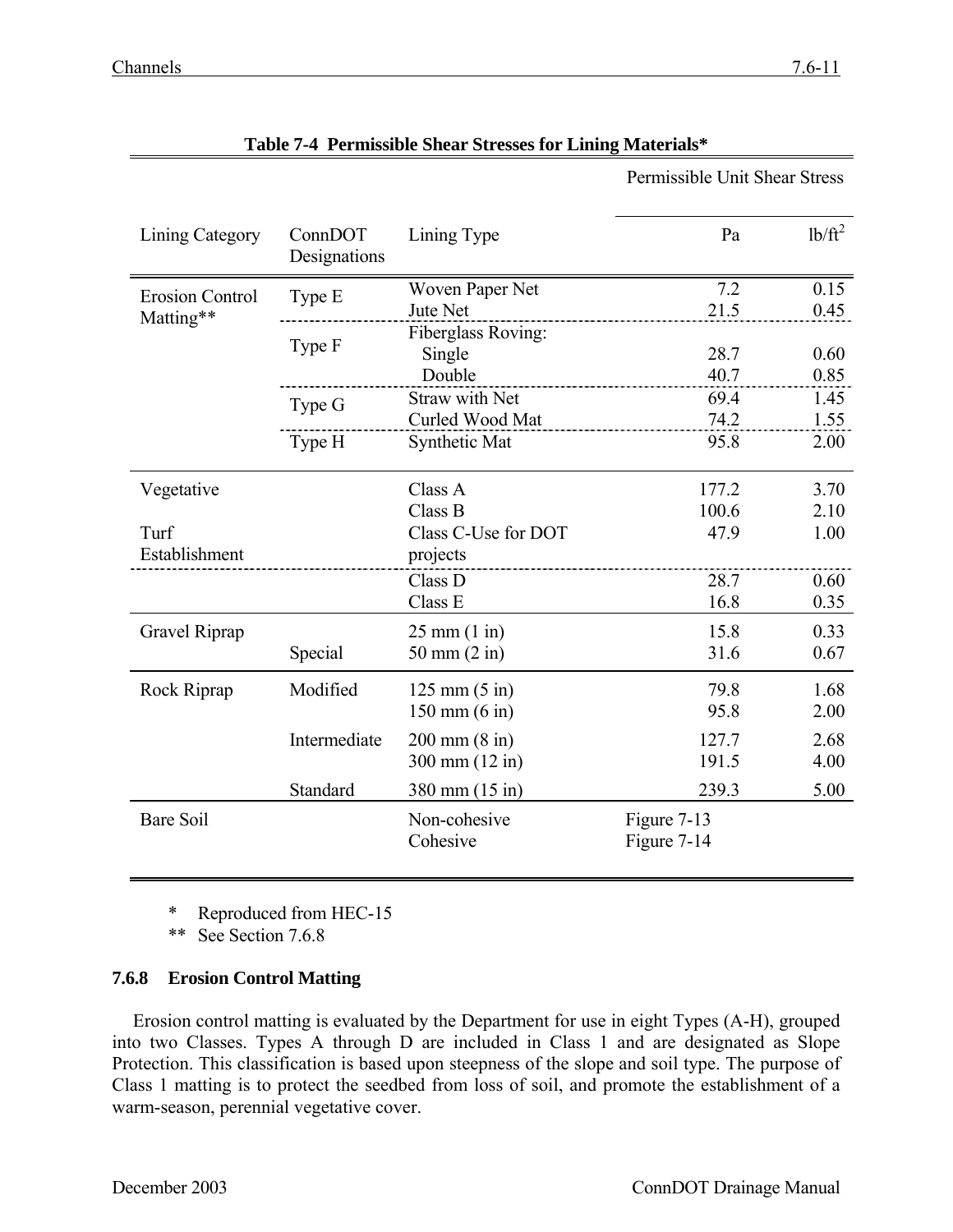**Table 7-4 Permissible Shear Stresses for Lining Materials***

| Lining Category | ConnDOT Designations | Lining Type | Permissible Unit Shear Stress Pa | Permissible Unit Shear Stress lb/ft$^2$ |
|---|---|---|---|---|
| Erosion Control Matting** | Type E | Woven Paper Net | 7.2 | 0.15 |
| | | Jute Net | 21.5 | 0.45 |
| | Type F | Fiberglass Roving: | | |
| | | Single | 28.7 | 0.60 |
| | | Double | 40.7 | 0.85 |
| | Type G | Straw with Net | 69.4 | 1.45 |
| | | Curled Wood Mat | 74.2 | 1.55 |
| | Type H | Synthetic Mat | 95.8 | 2.00 |
| Vegetative | | Class A | 177.2 | 3.70 |
| | | Class B | 100.6 | 2.10 |
| Turf Establishment | | Class C-Use for DOT projects | 47.9 | 1.00 |
| | | Class D | 28.7 | 0.60 |
| | | Class E | 16.8 | 0.35 |
| Gravel Riprap | | 25 mm (1 in) | 15.8 | 0.33 |
| | Special | 50 mm (2 in) | 31.6 | 0.67 |
| Rock Riprap | Modified | 125 mm (5 in) | 79.8 | 1.68 |
| | | 150 mm (6 in) | 95.8 | 2.00 |
| | Intermediate | 200 mm (8 in) | 127.7 | 2.68 |
| | | 300 mm (12 in) | 191.5 | 4.00 |
| | Standard | 380 mm (15 in) | 239.3 | 5.00 |
| Bare Soil | | Non-cohesive | Figure 7-13 | |
| | | Cohesive | Figure 7-14 | |

\* Reproduced from HEC-15

\** See Section 7.6.8

### 7.6.8 Erosion Control Matting

Erosion control matting is evaluated by the Department for use in eight Types (A-H), grouped into two Classes. Types A through D are included in Class 1 and are designated as Slope Protection. This classification is based upon steepness of the slope and soil type. The purpose of Class 1 matting is to protect the seedbed from loss of soil, and promote the establishment of a warm-season, perennial vegetative cover.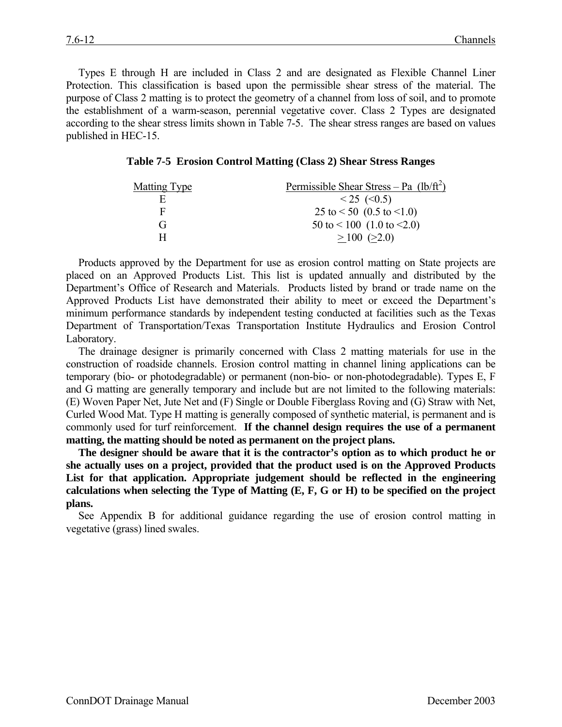Types E through H are included in Class 2 and are designated as Flexible Channel Liner Protection. This classification is based upon the permissible shear stress of the material. The purpose of Class 2 matting is to protect the geometry of a channel from loss of soil, and to promote the establishment of a warm-season, perennial vegetative cover. Class 2 Types are designated according to the shear stress limits shown in Table 7-5. The shear stress ranges are based on values published in HEC-15.

**Table 7-5 Erosion Control Matting (Class 2) Shear Stress Ranges**

| Matting Type | Permissible Shear Stress – Pa (lb/ft$^2$) |
|---|---|
| E | < 25 (<0.5) |
| F | 25 to < 50 (0.5 to <1.0) |
| G | 50 to < 100 (1.0 to <2.0) |
| H | ≥ 100 (≥2.0) |

Products approved by the Department for use as erosion control matting on State projects are placed on an Approved Products List. This list is updated annually and distributed by the Department's Office of Research and Materials. Products listed by brand or trade name on the Approved Products List have demonstrated their ability to meet or exceed the Department's minimum performance standards by independent testing conducted at facilities such as the Texas Department of Transportation/Texas Transportation Institute Hydraulics and Erosion Control Laboratory.

The drainage designer is primarily concerned with Class 2 matting materials for use in the construction of roadside channels. Erosion control matting in channel lining applications can be temporary (bio- or photodegradable) or permanent (non-bio- or non-photodegradable). Types E, F and G matting are generally temporary and include but are not limited to the following materials: (E) Woven Paper Net, Jute Net and (F) Single or Double Fiberglass Roving and (G) Straw with Net, Curled Wood Mat. Type H matting is generally composed of synthetic material, is permanent and is commonly used for turf reinforcement. **If the channel design requires the use of a permanent matting, the matting should be noted as permanent on the project plans.**

**The designer should be aware that it is the contractor's option as to which product he or she actually uses on a project, provided that the product used is on the Approved Products List for that application. Appropriate judgement should be reflected in the engineering calculations when selecting the Type of Matting (E, F, G or H) to be specified on the project plans.**

See Appendix B for additional guidance regarding the use of erosion control matting in vegetative (grass) lined swales.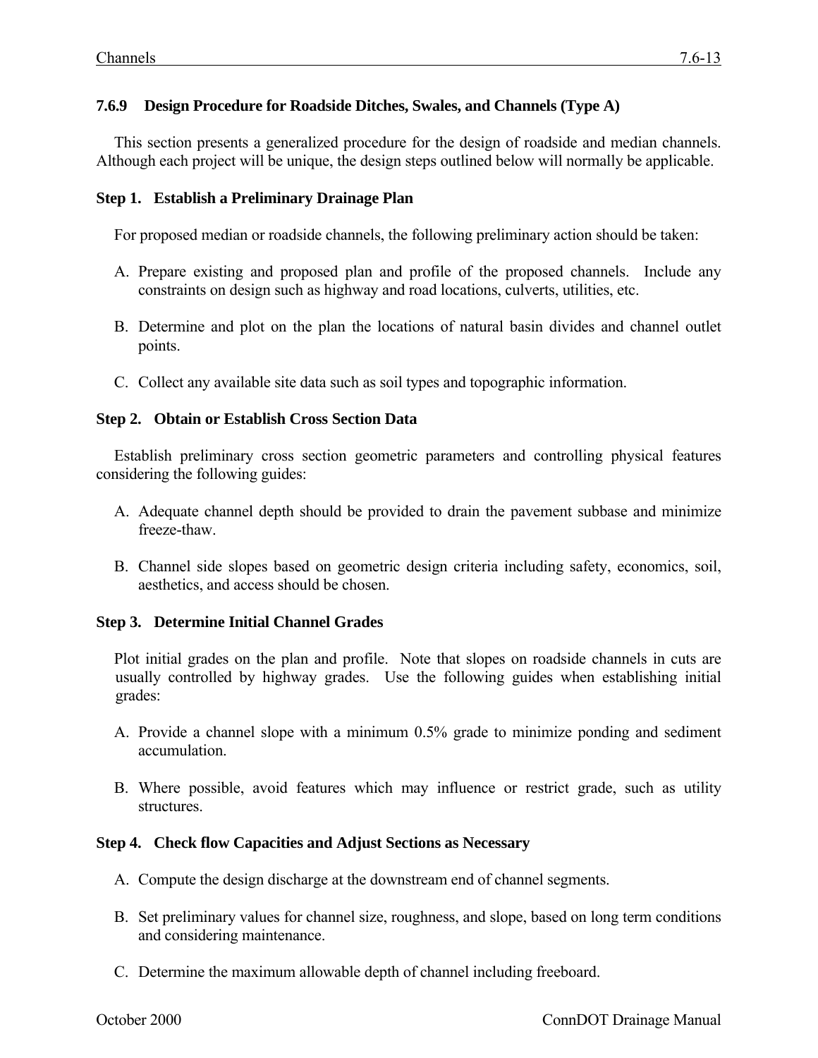### 7.6.9 Design Procedure for Roadside Ditches, Swales, and Channels (Type A)

This section presents a generalized procedure for the design of roadside and median channels. Although each project will be unique, the design steps outlined below will normally be applicable.

**Step 1. Establish a Preliminary Drainage Plan**

For proposed median or roadside channels, the following preliminary action should be taken:

A. Prepare existing and proposed plan and profile of the proposed channels. Include any constraints on design such as highway and road locations, culverts, utilities, etc.

B. Determine and plot on the plan the locations of natural basin divides and channel outlet points.

C. Collect any available site data such as soil types and topographic information.

**Step 2. Obtain or Establish Cross Section Data**

Establish preliminary cross section geometric parameters and controlling physical features considering the following guides:

A. Adequate channel depth should be provided to drain the pavement subbase and minimize freeze-thaw.

B. Channel side slopes based on geometric design criteria including safety, economics, soil, aesthetics, and access should be chosen.

**Step 3. Determine Initial Channel Grades**

Plot initial grades on the plan and profile. Note that slopes on roadside channels in cuts are usually controlled by highway grades. Use the following guides when establishing initial grades:

A. Provide a channel slope with a minimum 0.5% grade to minimize ponding and sediment accumulation.

B. Where possible, avoid features which may influence or restrict grade, such as utility structures.

**Step 4. Check flow Capacities and Adjust Sections as Necessary**

A. Compute the design discharge at the downstream end of channel segments.

B. Set preliminary values for channel size, roughness, and slope, based on long term conditions and considering maintenance.

C. Determine the maximum allowable depth of channel including freeboard.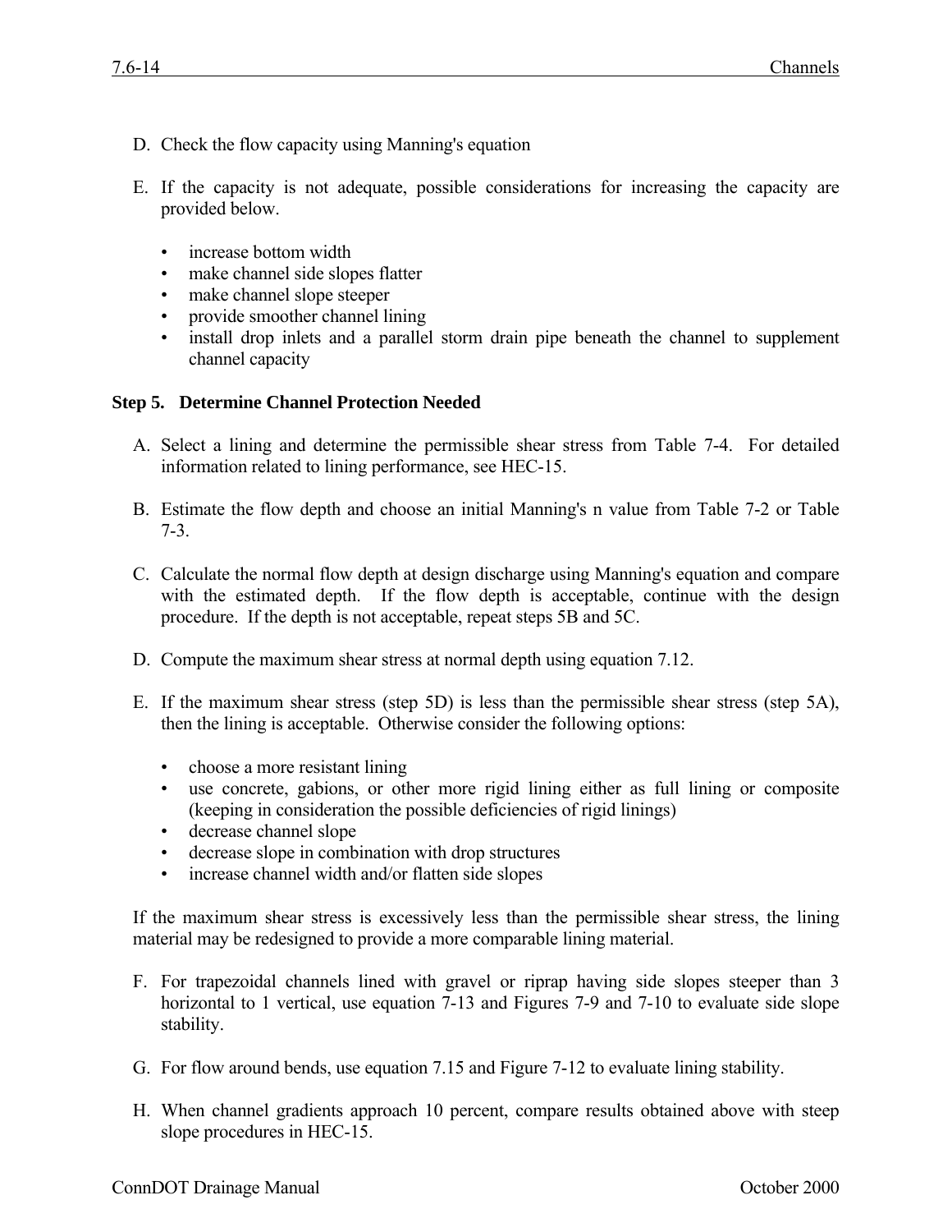D. Check the flow capacity using Manning's equation

E. If the capacity is not adequate, possible considerations for increasing the capacity are provided below.

   - increase bottom width
   - make channel side slopes flatter
   - make channel slope steeper
   - provide smoother channel lining
   - install drop inlets and a parallel storm drain pipe beneath the channel to supplement channel capacity

**Step 5. Determine Channel Protection Needed**

A. Select a lining and determine the permissible shear stress from Table 7-4. For detailed information related to lining performance, see HEC-15.

B. Estimate the flow depth and choose an initial Manning's n value from Table 7-2 or Table 7-3.

C. Calculate the normal flow depth at design discharge using Manning's equation and compare with the estimated depth. If the flow depth is acceptable, continue with the design procedure. If the depth is not acceptable, repeat steps 5B and 5C.

D. Compute the maximum shear stress at normal depth using equation 7.12.

E. If the maximum shear stress (step 5D) is less than the permissible shear stress (step 5A), then the lining is acceptable. Otherwise consider the following options:

   - choose a more resistant lining
   - use concrete, gabions, or other more rigid lining either as full lining or composite (keeping in consideration the possible deficiencies of rigid linings)
   - decrease channel slope
   - decrease slope in combination with drop structures
   - increase channel width and/or flatten side slopes

If the maximum shear stress is excessively less than the permissible shear stress, the lining material may be redesigned to provide a more comparable lining material.

F. For trapezoidal channels lined with gravel or riprap having side slopes steeper than 3 horizontal to 1 vertical, use equation 7-13 and Figures 7-9 and 7-10 to evaluate side slope stability.

G. For flow around bends, use equation 7.15 and Figure 7-12 to evaluate lining stability.

H. When channel gradients approach 10 percent, compare results obtained above with steep slope procedures in HEC-15.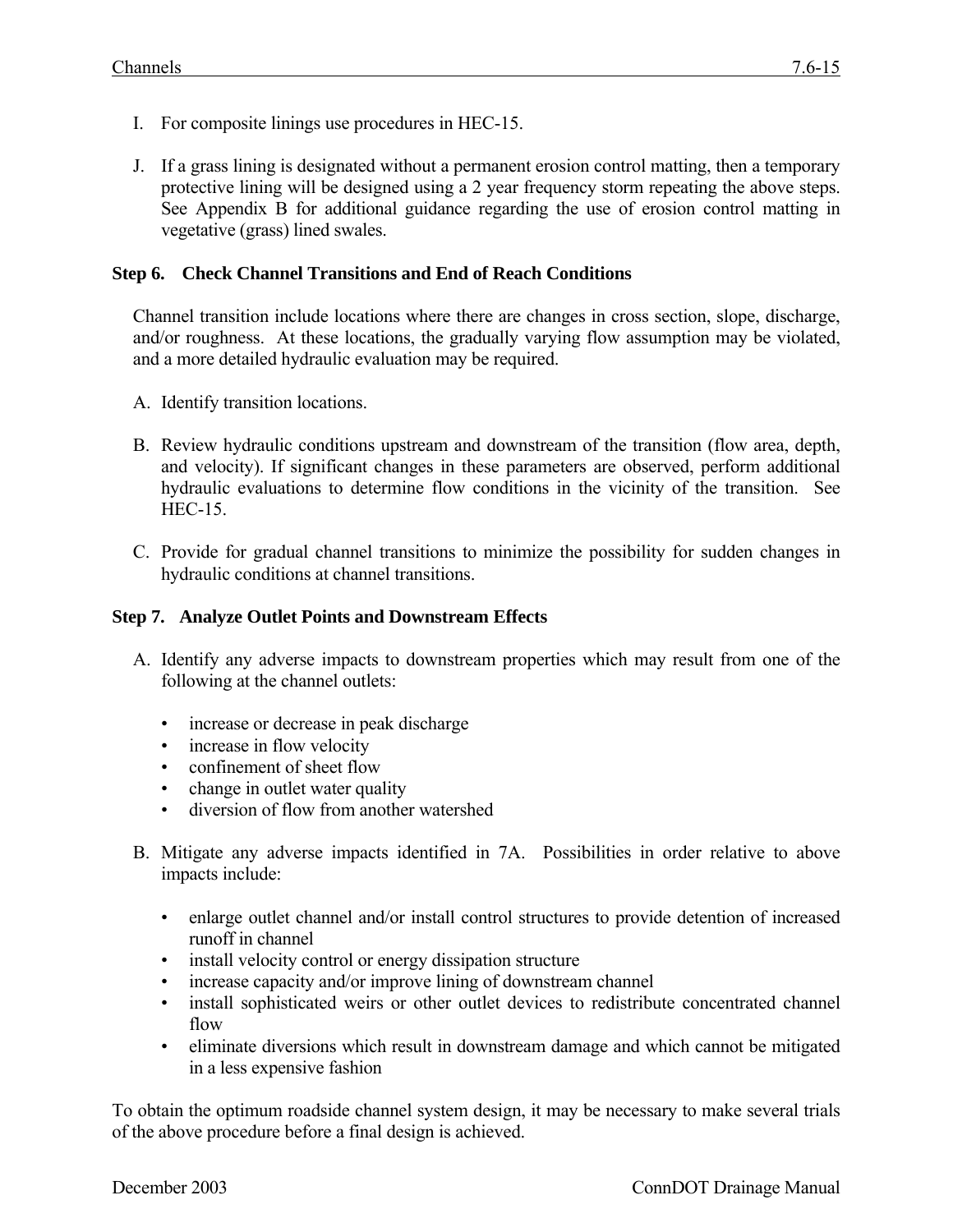I. For composite linings use procedures in HEC-15.

J. If a grass lining is designated without a permanent erosion control matting, then a temporary protective lining will be designed using a 2 year frequency storm repeating the above steps. See Appendix B for additional guidance regarding the use of erosion control matting in vegetative (grass) lined swales.

**Step 6. Check Channel Transitions and End of Reach Conditions**

Channel transition include locations where there are changes in cross section, slope, discharge, and/or roughness. At these locations, the gradually varying flow assumption may be violated, and a more detailed hydraulic evaluation may be required.

A. Identify transition locations.

B. Review hydraulic conditions upstream and downstream of the transition (flow area, depth, and velocity). If significant changes in these parameters are observed, perform additional hydraulic evaluations to determine flow conditions in the vicinity of the transition. See HEC-15.

C. Provide for gradual channel transitions to minimize the possibility for sudden changes in hydraulic conditions at channel transitions.

**Step 7. Analyze Outlet Points and Downstream Effects**

A. Identify any adverse impacts to downstream properties which may result from one of the following at the channel outlets:

- increase or decrease in peak discharge
- increase in flow velocity
- confinement of sheet flow
- change in outlet water quality
- diversion of flow from another watershed

B. Mitigate any adverse impacts identified in 7A. Possibilities in order relative to above impacts include:

- enlarge outlet channel and/or install control structures to provide detention of increased runoff in channel
- install velocity control or energy dissipation structure
- increase capacity and/or improve lining of downstream channel
- install sophisticated weirs or other outlet devices to redistribute concentrated channel flow
- eliminate diversions which result in downstream damage and which cannot be mitigated in a less expensive fashion

To obtain the optimum roadside channel system design, it may be necessary to make several trials of the above procedure before a final design is achieved.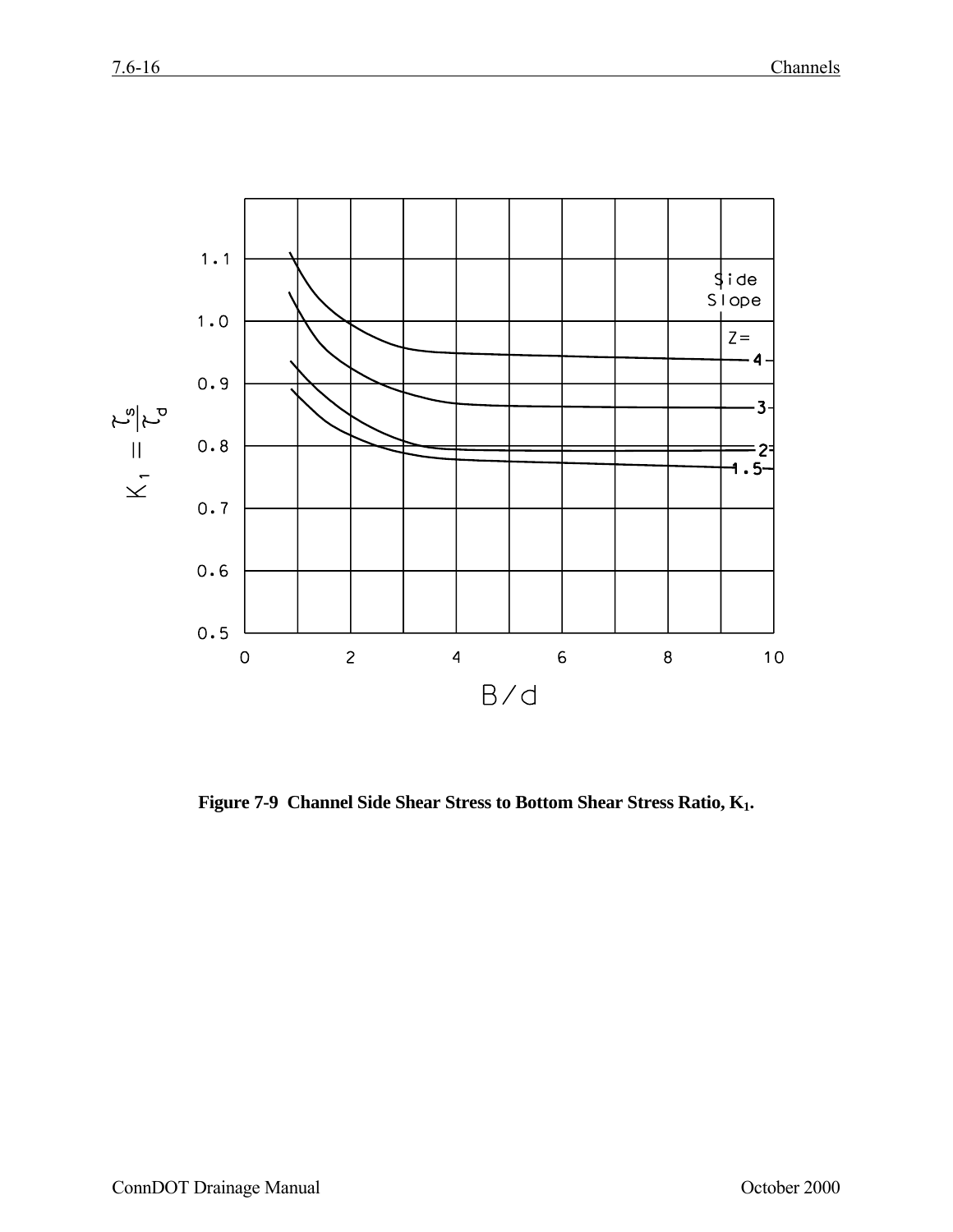Figure 7-9 Channel Side Shear Stress to Bottom Shear Stress Ratio, $K_1$.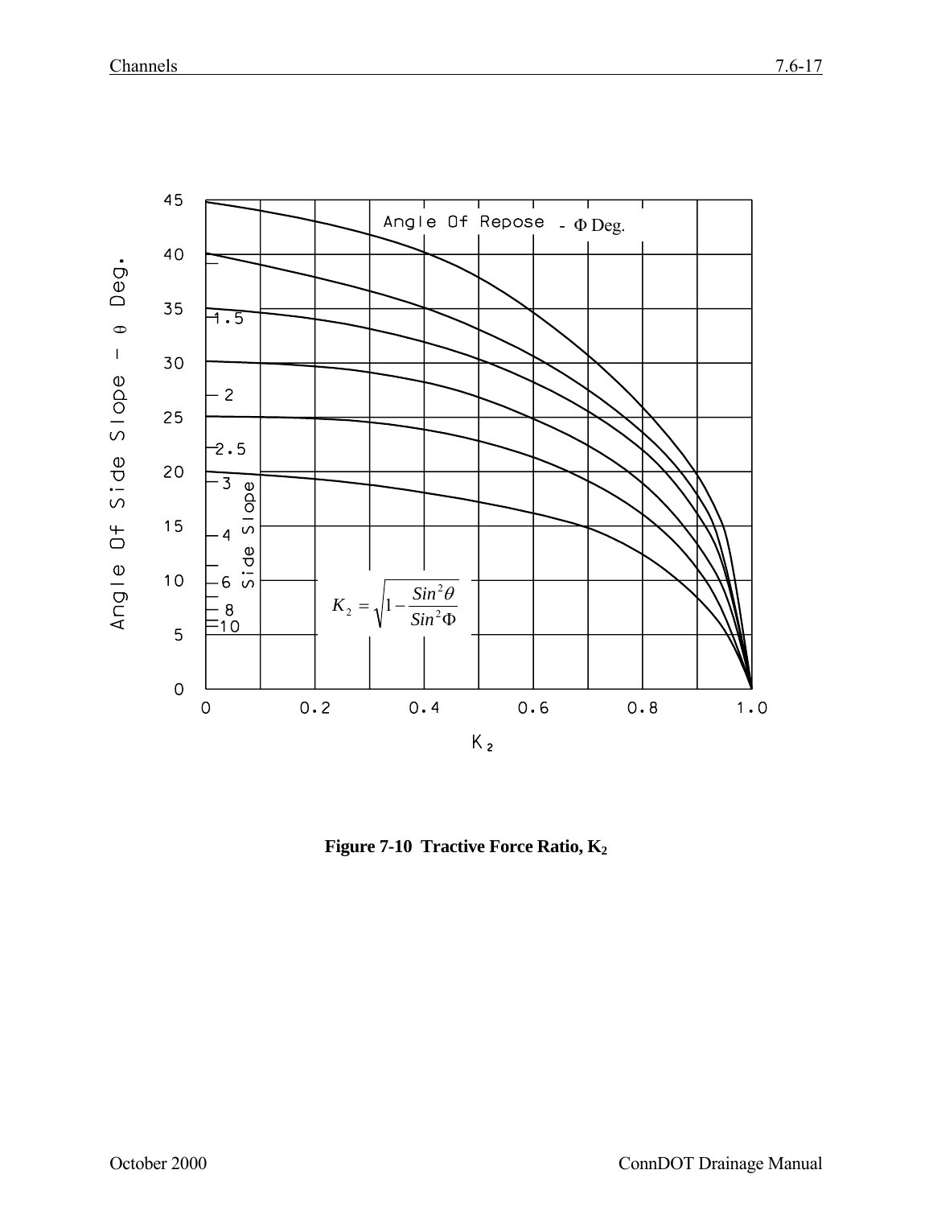Angle Of Repose - Φ Deg.

$$K_2 = \sqrt{1 - \frac{Sin^2\theta}{Sin^2\Phi}}$$

**Figure 7-10 Tractive Force Ratio, $K_2$**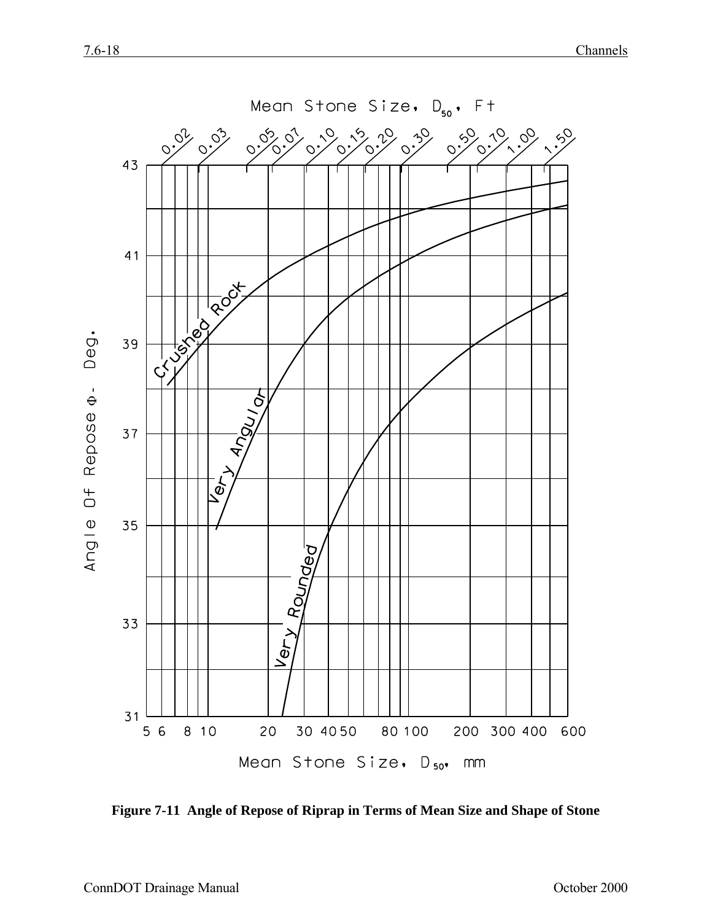Mean Stone Size, $D_{50}$, Ft

0.02, 0.03, 0.05, 0.07, 0.10, 0.15, 0.20, 0.30, 0.50, 0.70, 1.00, 1.50

Angle Of Repose Φ - Deg.

43, 41, 39, 37, 35, 33, 31

Crushed Rock

Very Angular

Very Rounded

5 6 8 10 20 30 40 50 80 100 200 300 400 600

Mean Stone Size, $D_{50}$, mm

**Figure 7-11 Angle of Repose of Riprap in Terms of Mean Size and Shape of Stone**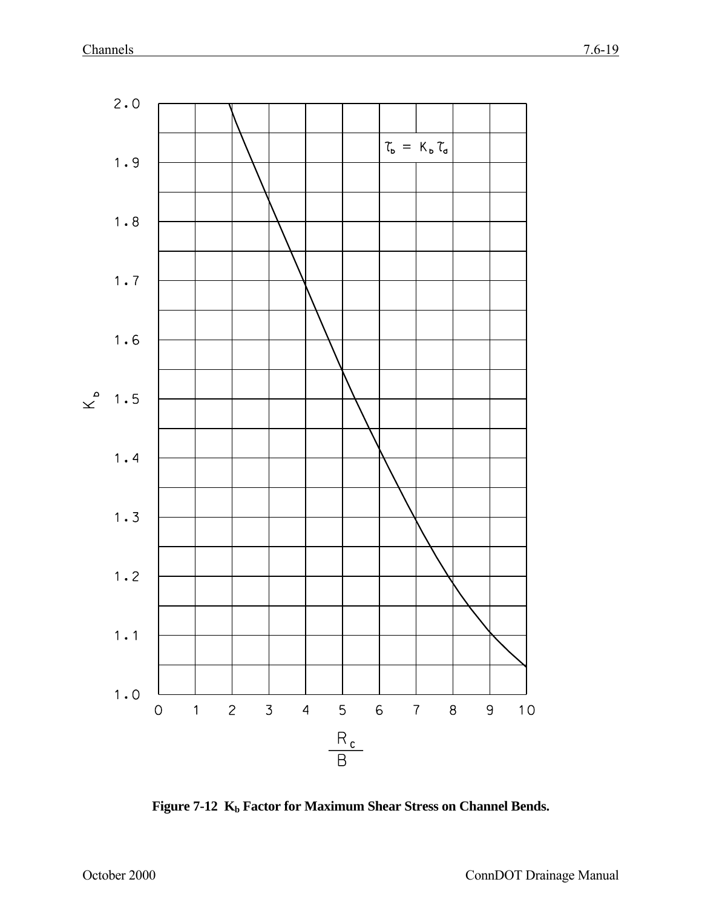Figure 7-12 $K_b$ Factor for Maximum Shear Stress on Channel Bends.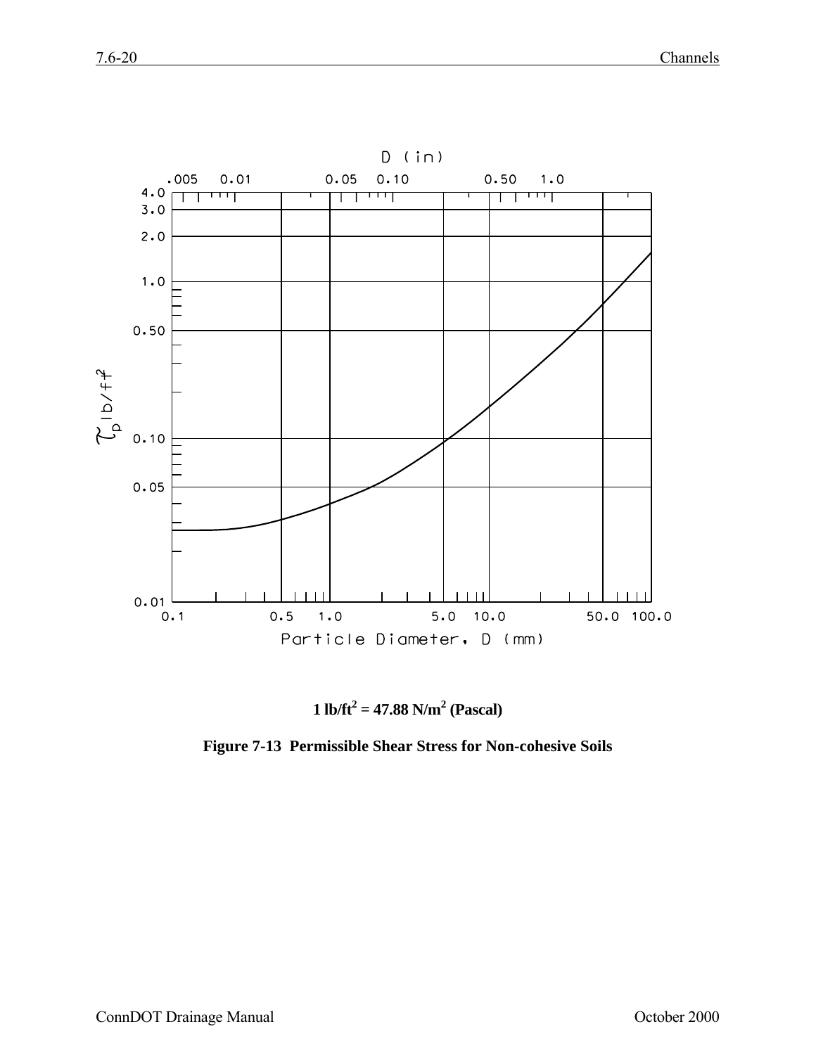D (in)

$\tau_p$ lb/ft$^2$

Particle Diameter, D (mm)

1 lb/ft$^2$ = 47.88 N/m$^2$ (Pascal)

**Figure 7-13 Permissible Shear Stress for Non-cohesive Soils**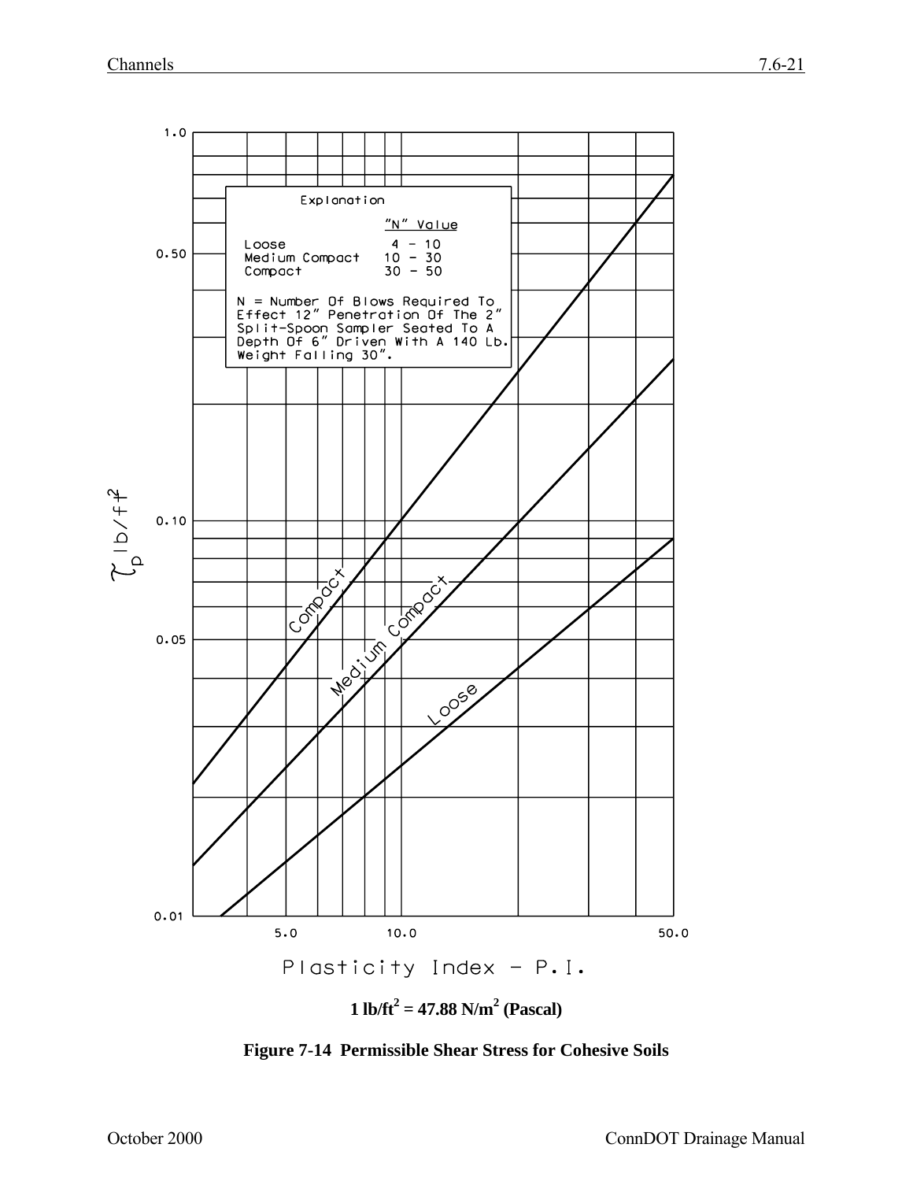Explanation

| | "N" Value |
|---|---|
| Loose | 4 - 10 |
| Medium Compact | 10 - 30 |
| Compact | 30 - 50 |

N = Number Of Blows Required To Effect 12" Penetration Of The 2" Split-Spoon Sampler Seated To A Depth Of 6" Driven With A 140 Lb. Weight Falling 30".

$\tau_p$ lb/ft$^2$

Plasticity Index - P.I.

$1\ lb/ft^2 = 47.88\ N/m^2$ **(Pascal)**

**Figure 7-14 Permissible Shear Stress for Cohesive Soils**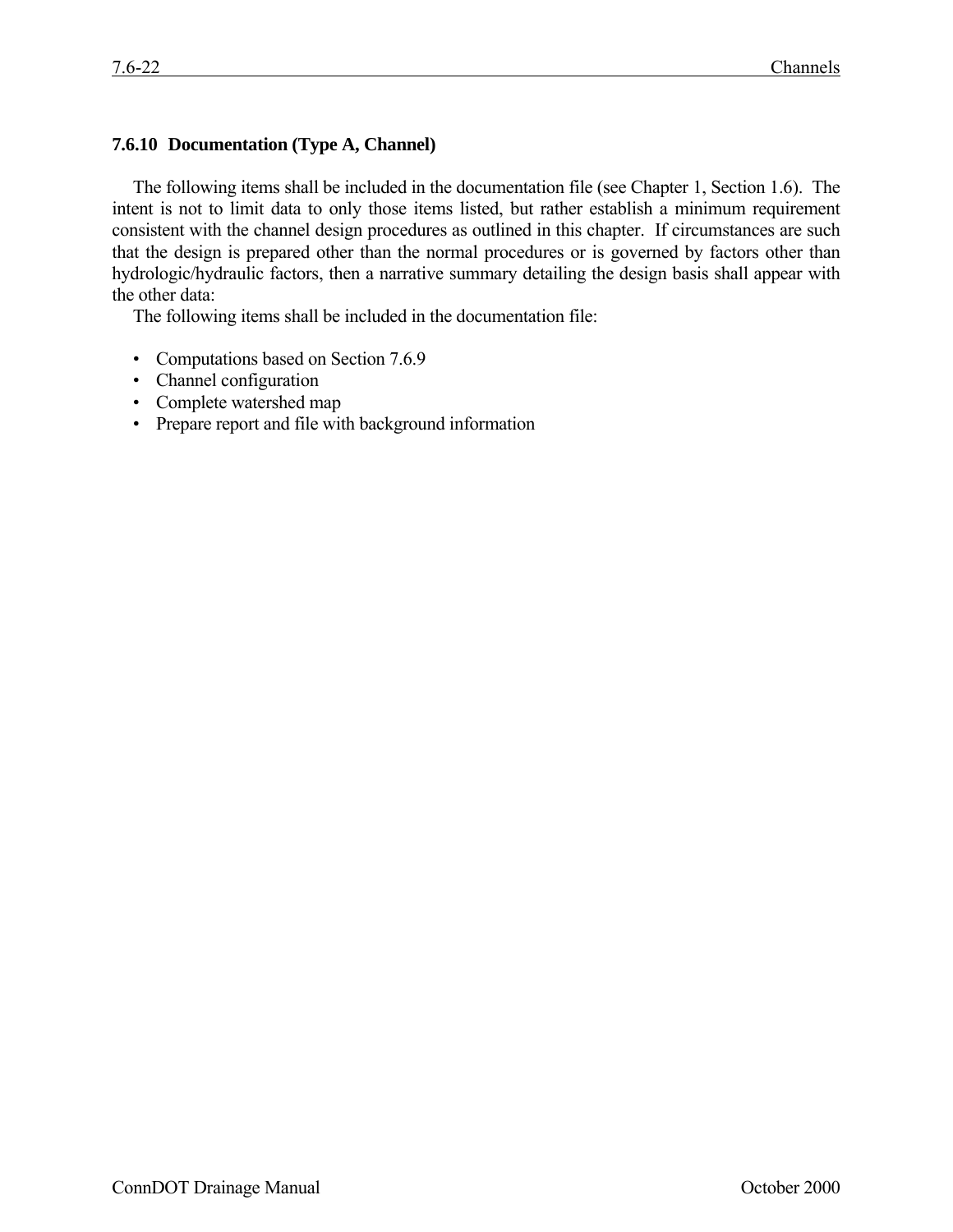### 7.6.10 Documentation (Type A, Channel)

The following items shall be included in the documentation file (see Chapter 1, Section 1.6). The intent is not to limit data to only those items listed, but rather establish a minimum requirement consistent with the channel design procedures as outlined in this chapter. If circumstances are such that the design is prepared other than the normal procedures or is governed by factors other than hydrologic/hydraulic factors, then a narrative summary detailing the design basis shall appear with the other data:

The following items shall be included in the documentation file:

- Computations based on Section 7.6.9
- Channel configuration
- Complete watershed map
- Prepare report and file with background information